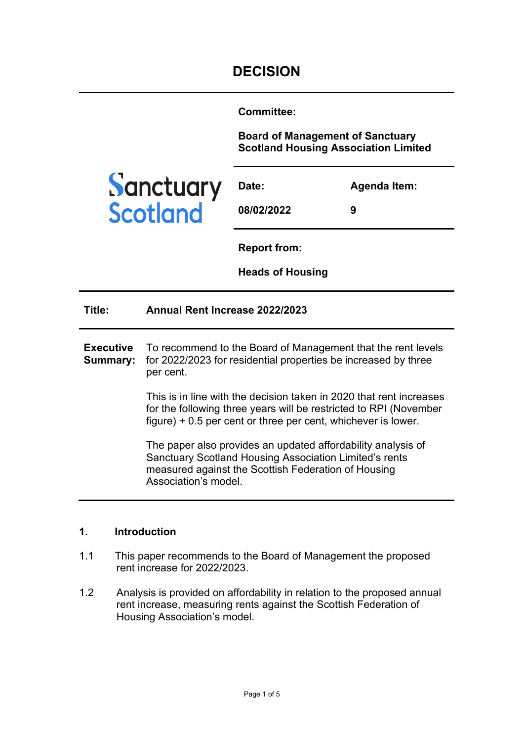# DECISION

| | | |
|---|---|---|
| Sanctuary Scotland | **Committee:** | |
| | **Board of Management of Sanctuary Scotland Housing Association Limited** | |
| | **Date:** | **Agenda Item:** |
| | **08/02/2022** | **9** |
| | **Report from:** | |
| | **Heads of Housing** | |

**Title:** **Annual Rent Increase 2022/2023**

**Executive Summary:**

To recommend to the Board of Management that the rent levels for 2022/2023 for residential properties be increased by three per cent.

This is in line with the decision taken in 2020 that rent increases for the following three years will be restricted to RPI (November figure) + 0.5 per cent or three per cent, whichever is lower.

The paper also provides an updated affordability analysis of Sanctuary Scotland Housing Association Limited's rents measured against the Scottish Federation of Housing Association's model.

## 1. Introduction

1.1 This paper recommends to the Board of Management the proposed rent increase for 2022/2023.

1.2 Analysis is provided on affordability in relation to the proposed annual rent increase, measuring rents against the Scottish Federation of Housing Association's model.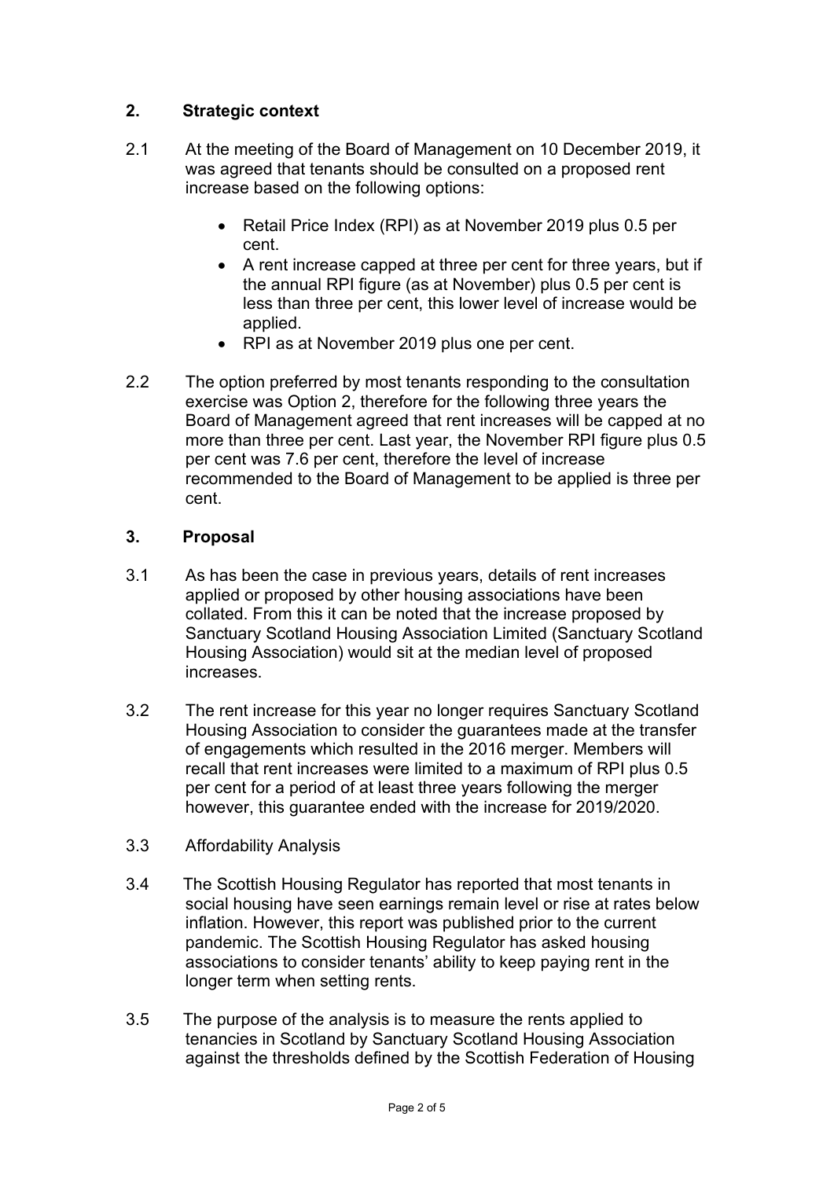## 2. Strategic context

2.1 At the meeting of the Board of Management on 10 December 2019, it was agreed that tenants should be consulted on a proposed rent increase based on the following options:

- Retail Price Index (RPI) as at November 2019 plus 0.5 per cent.
- A rent increase capped at three per cent for three years, but if the annual RPI figure (as at November) plus 0.5 per cent is less than three per cent, this lower level of increase would be applied.
- RPI as at November 2019 plus one per cent.

2.2 The option preferred by most tenants responding to the consultation exercise was Option 2, therefore for the following three years the Board of Management agreed that rent increases will be capped at no more than three per cent. Last year, the November RPI figure plus 0.5 per cent was 7.6 per cent, therefore the level of increase recommended to the Board of Management to be applied is three per cent.

## 3. Proposal

3.1 As has been the case in previous years, details of rent increases applied or proposed by other housing associations have been collated. From this it can be noted that the increase proposed by Sanctuary Scotland Housing Association Limited (Sanctuary Scotland Housing Association) would sit at the median level of proposed increases.

3.2 The rent increase for this year no longer requires Sanctuary Scotland Housing Association to consider the guarantees made at the transfer of engagements which resulted in the 2016 merger. Members will recall that rent increases were limited to a maximum of RPI plus 0.5 per cent for a period of at least three years following the merger however, this guarantee ended with the increase for 2019/2020.

3.3 Affordability Analysis

3.4 The Scottish Housing Regulator has reported that most tenants in social housing have seen earnings remain level or rise at rates below inflation. However, this report was published prior to the current pandemic. The Scottish Housing Regulator has asked housing associations to consider tenants' ability to keep paying rent in the longer term when setting rents.

3.5 The purpose of the analysis is to measure the rents applied to tenancies in Scotland by Sanctuary Scotland Housing Association against the thresholds defined by the Scottish Federation of Housing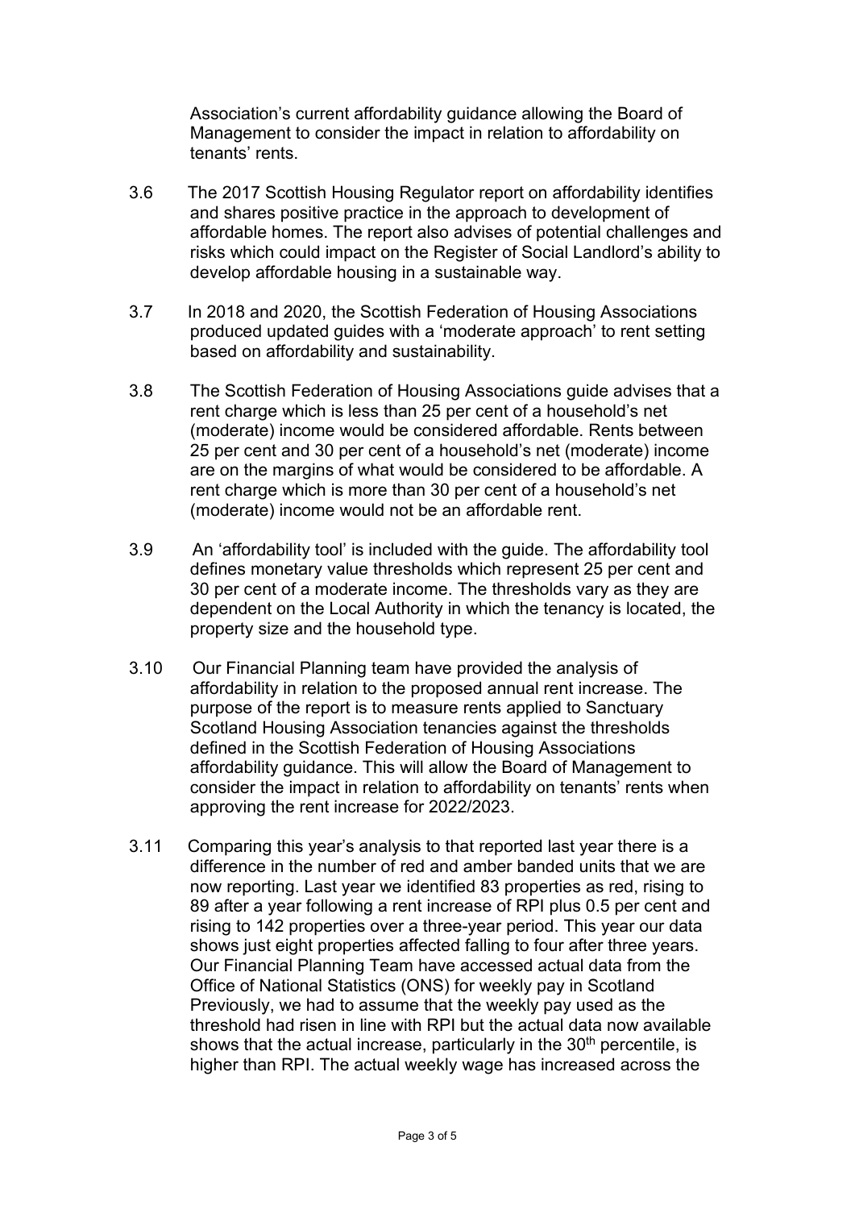Association's current affordability guidance allowing the Board of Management to consider the impact in relation to affordability on tenants' rents.

3.6 The 2017 Scottish Housing Regulator report on affordability identifies and shares positive practice in the approach to development of affordable homes. The report also advises of potential challenges and risks which could impact on the Register of Social Landlord's ability to develop affordable housing in a sustainable way.

3.7 In 2018 and 2020, the Scottish Federation of Housing Associations produced updated guides with a 'moderate approach' to rent setting based on affordability and sustainability.

3.8 The Scottish Federation of Housing Associations guide advises that a rent charge which is less than 25 per cent of a household's net (moderate) income would be considered affordable. Rents between 25 per cent and 30 per cent of a household's net (moderate) income are on the margins of what would be considered to be affordable. A rent charge which is more than 30 per cent of a household's net (moderate) income would not be an affordable rent.

3.9 An 'affordability tool' is included with the guide. The affordability tool defines monetary value thresholds which represent 25 per cent and 30 per cent of a moderate income. The thresholds vary as they are dependent on the Local Authority in which the tenancy is located, the property size and the household type.

3.10 Our Financial Planning team have provided the analysis of affordability in relation to the proposed annual rent increase. The purpose of the report is to measure rents applied to Sanctuary Scotland Housing Association tenancies against the thresholds defined in the Scottish Federation of Housing Associations affordability guidance. This will allow the Board of Management to consider the impact in relation to affordability on tenants' rents when approving the rent increase for 2022/2023.

3.11 Comparing this year's analysis to that reported last year there is a difference in the number of red and amber banded units that we are now reporting. Last year we identified 83 properties as red, rising to 89 after a year following a rent increase of RPI plus 0.5 per cent and rising to 142 properties over a three-year period. This year our data shows just eight properties affected falling to four after three years. Our Financial Planning Team have accessed actual data from the Office of National Statistics (ONS) for weekly pay in Scotland Previously, we had to assume that the weekly pay used as the threshold had risen in line with RPI but the actual data now available shows that the actual increase, particularly in the 30th percentile, is higher than RPI. The actual weekly wage has increased across the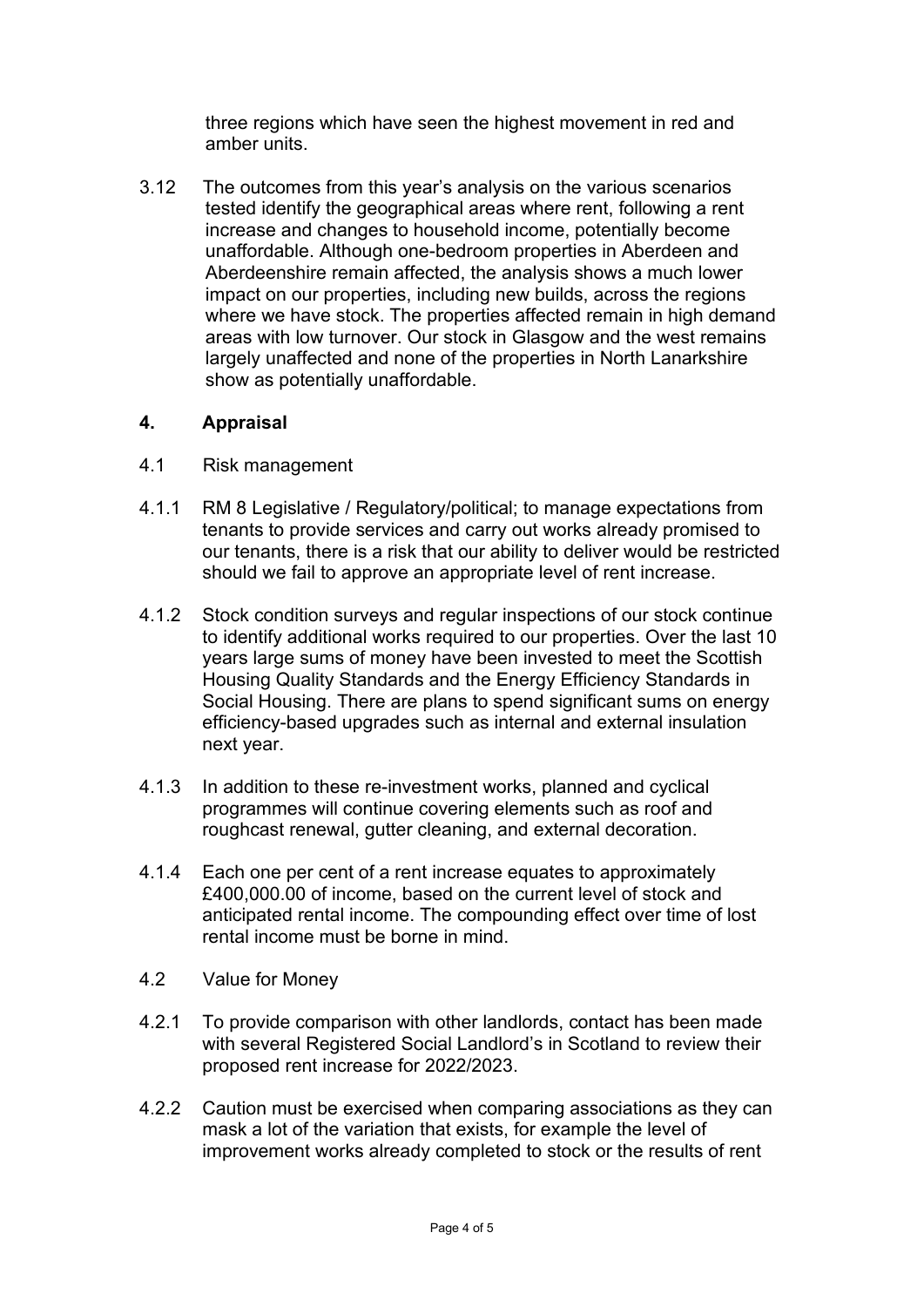three regions which have seen the highest movement in red and amber units.

3.12 The outcomes from this year's analysis on the various scenarios tested identify the geographical areas where rent, following a rent increase and changes to household income, potentially become unaffordable. Although one-bedroom properties in Aberdeen and Aberdeenshire remain affected, the analysis shows a much lower impact on our properties, including new builds, across the regions where we have stock. The properties affected remain in high demand areas with low turnover. Our stock in Glasgow and the west remains largely unaffected and none of the properties in North Lanarkshire show as potentially unaffordable.

## 4. Appraisal

4.1 Risk management

4.1.1 RM 8 Legislative / Regulatory/political; to manage expectations from tenants to provide services and carry out works already promised to our tenants, there is a risk that our ability to deliver would be restricted should we fail to approve an appropriate level of rent increase.

4.1.2 Stock condition surveys and regular inspections of our stock continue to identify additional works required to our properties. Over the last 10 years large sums of money have been invested to meet the Scottish Housing Quality Standards and the Energy Efficiency Standards in Social Housing. There are plans to spend significant sums on energy efficiency-based upgrades such as internal and external insulation next year.

4.1.3 In addition to these re-investment works, planned and cyclical programmes will continue covering elements such as roof and roughcast renewal, gutter cleaning, and external decoration.

4.1.4 Each one per cent of a rent increase equates to approximately £400,000.00 of income, based on the current level of stock and anticipated rental income. The compounding effect over time of lost rental income must be borne in mind.

4.2 Value for Money

4.2.1 To provide comparison with other landlords, contact has been made with several Registered Social Landlord's in Scotland to review their proposed rent increase for 2022/2023.

4.2.2 Caution must be exercised when comparing associations as they can mask a lot of the variation that exists, for example the level of improvement works already completed to stock or the results of rent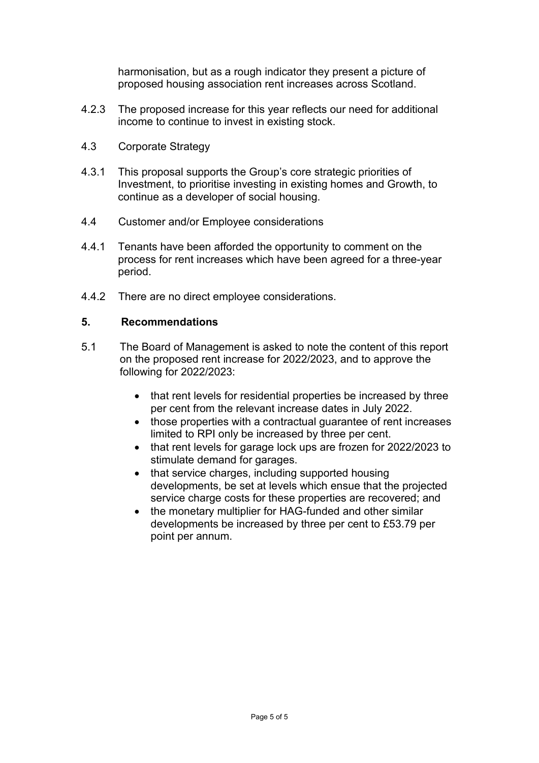harmonisation, but as a rough indicator they present a picture of proposed housing association rent increases across Scotland.

4.2.3 The proposed increase for this year reflects our need for additional income to continue to invest in existing stock.

4.3 Corporate Strategy

4.3.1 This proposal supports the Group's core strategic priorities of Investment, to prioritise investing in existing homes and Growth, to continue as a developer of social housing.

4.4 Customer and/or Employee considerations

4.4.1 Tenants have been afforded the opportunity to comment on the process for rent increases which have been agreed for a three-year period.

4.4.2 There are no direct employee considerations.

## 5. Recommendations

5.1 The Board of Management is asked to note the content of this report on the proposed rent increase for 2022/2023, and to approve the following for 2022/2023:

- that rent levels for residential properties be increased by three per cent from the relevant increase dates in July 2022.
- those properties with a contractual guarantee of rent increases limited to RPI only be increased by three per cent.
- that rent levels for garage lock ups are frozen for 2022/2023 to stimulate demand for garages.
- that service charges, including supported housing developments, be set at levels which ensue that the projected service charge costs for these properties are recovered; and
- the monetary multiplier for HAG-funded and other similar developments be increased by three per cent to £53.79 per point per annum.